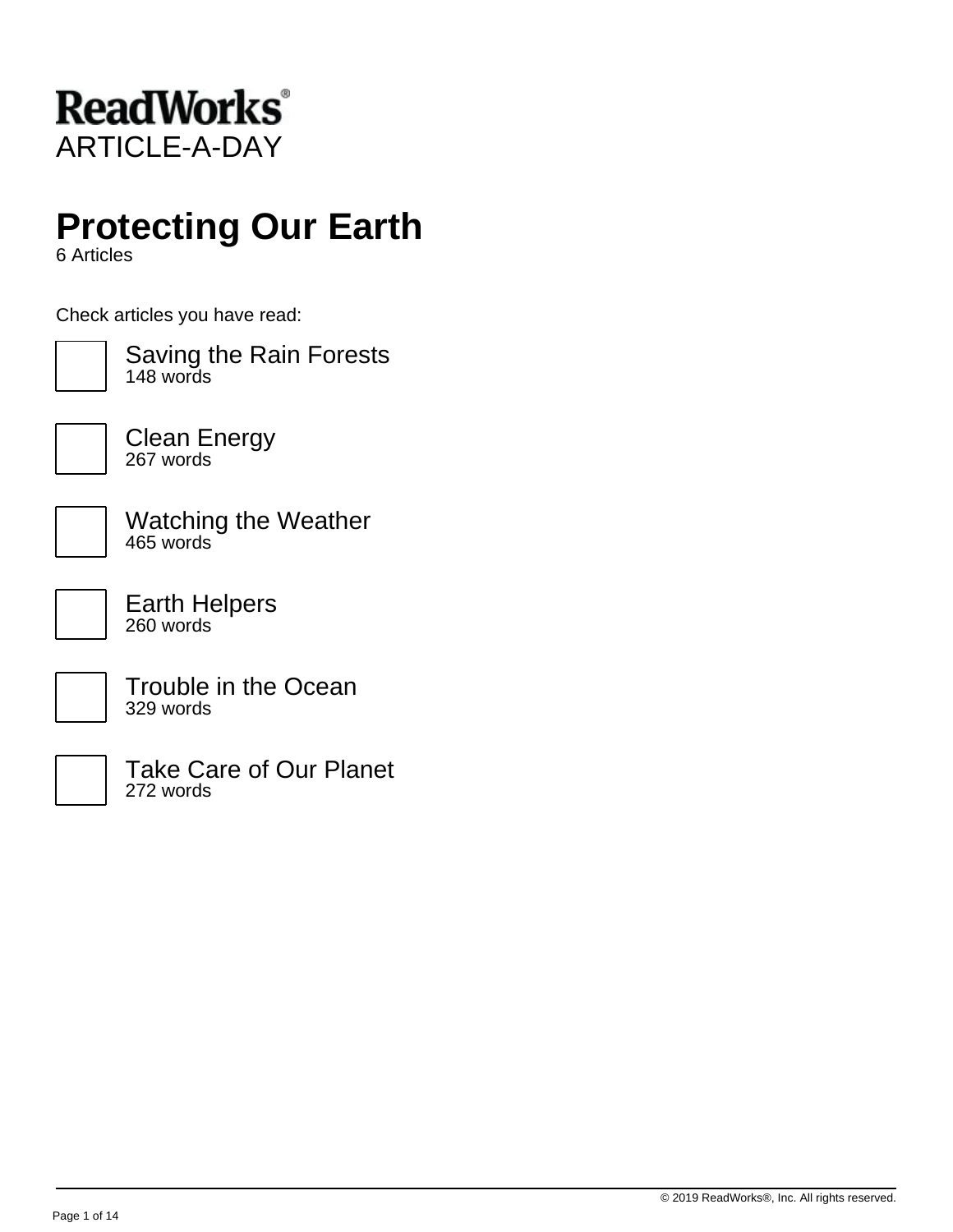**ReadWorks®**
ARTICLE-A-DAY

# Protecting Our Earth

6 Articles

Check articles you have read:

- [ ] Saving the Rain Forests
  148 words
- [ ] Clean Energy
  267 words
- [ ] Watching the Weather
  465 words
- [ ] Earth Helpers
  260 words
- [ ] Trouble in the Ocean
  329 words
- [ ] Take Care of Our Planet
  272 words

© 2019 ReadWorks®, Inc. All rights reserved.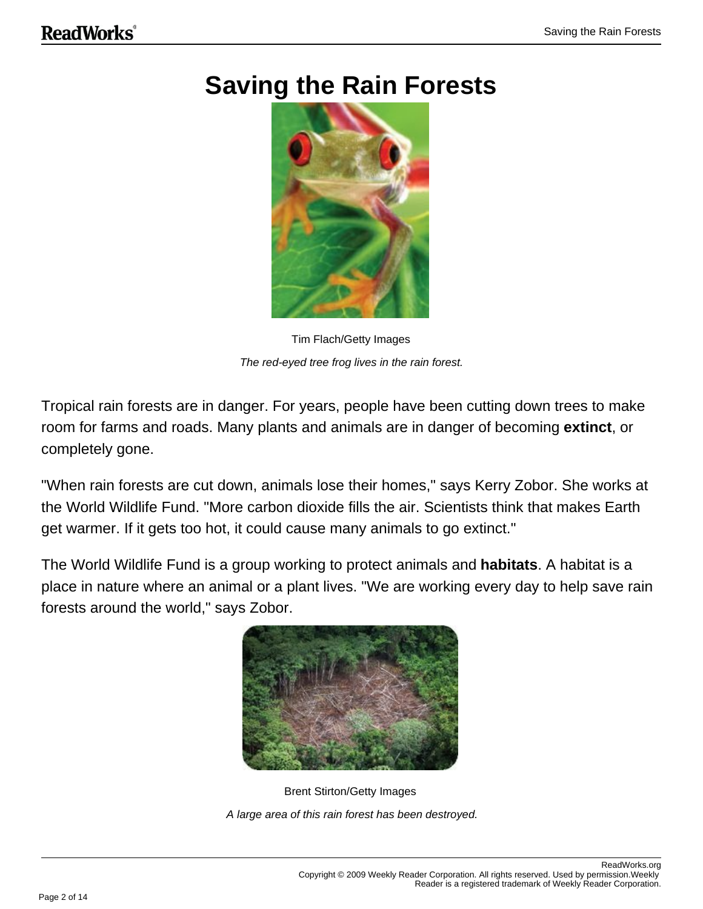# Saving the Rain Forests

Tim Flach/Getty Images

*The red-eyed tree frog lives in the rain forest.*

Tropical rain forests are in danger. For years, people have been cutting down trees to make room for farms and roads. Many plants and animals are in danger of becoming **extinct**, or completely gone.

"When rain forests are cut down, animals lose their homes," says Kerry Zobor. She works at the World Wildlife Fund. "More carbon dioxide fills the air. Scientists think that makes Earth get warmer. If it gets too hot, it could cause many animals to go extinct."

The World Wildlife Fund is a group working to protect animals and **habitats**. A habitat is a place in nature where an animal or a plant lives. "We are working every day to help save rain forests around the world," says Zobor.

Brent Stirton/Getty Images

*A large area of this rain forest has been destroyed.*

ReadWorks.org
Copyright © 2009 Weekly Reader Corporation. All rights reserved. Used by permission.Weekly Reader is a registered trademark of Weekly Reader Corporation.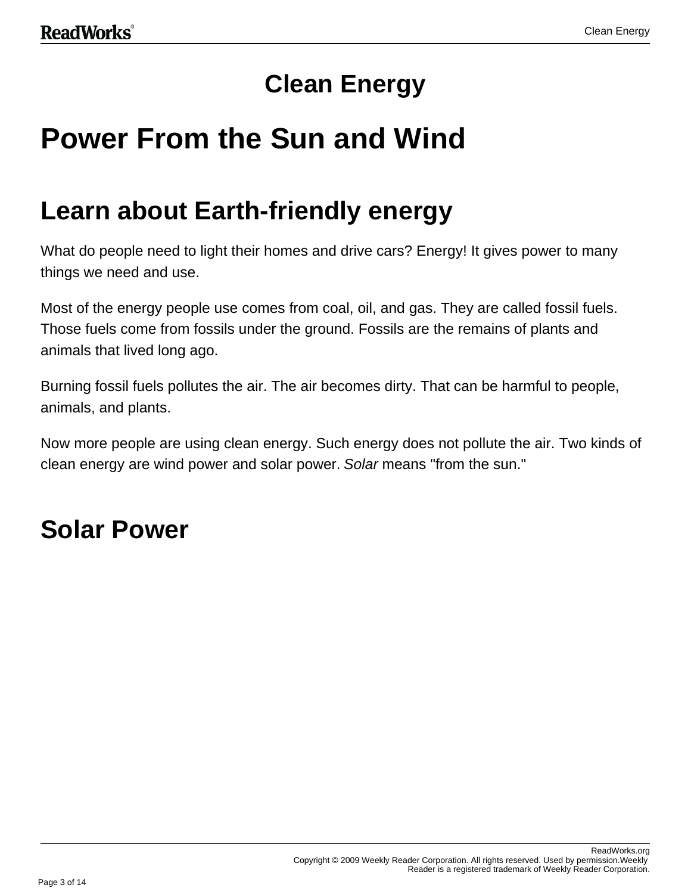# Clean Energy

# Power From the Sun and Wind

## Learn about Earth-friendly energy

What do people need to light their homes and drive cars? Energy! It gives power to many things we need and use.

Most of the energy people use comes from coal, oil, and gas. They are called fossil fuels. Those fuels come from fossils under the ground. Fossils are the remains of plants and animals that lived long ago.

Burning fossil fuels pollutes the air. The air becomes dirty. That can be harmful to people, animals, and plants.

Now more people are using clean energy. Such energy does not pollute the air. Two kinds of clean energy are wind power and solar power. *Solar* means "from the sun."

## Solar Power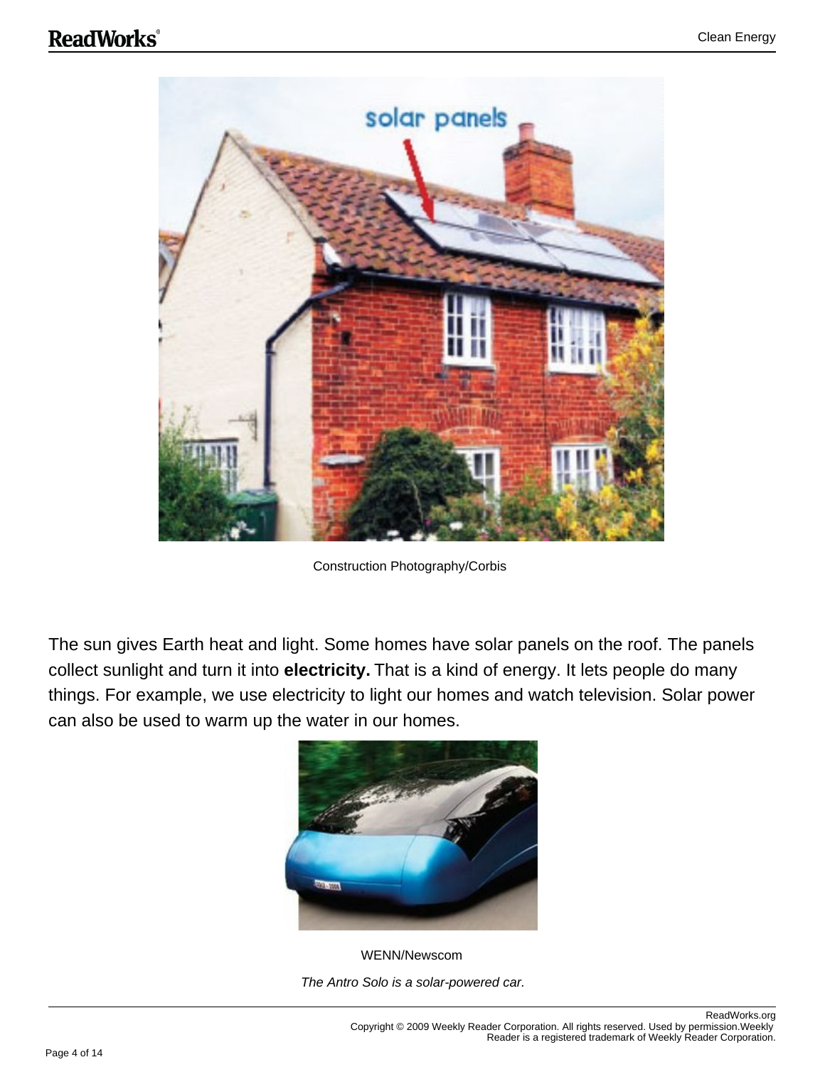Construction Photography/Corbis

The sun gives Earth heat and light. Some homes have solar panels on the roof. The panels collect sunlight and turn it into **electricity.** That is a kind of energy. It lets people do many things. For example, we use electricity to light our homes and watch television. Solar power can also be used to warm up the water in our homes.

WENN/Newscom

*The Antro Solo is a solar-powered car.*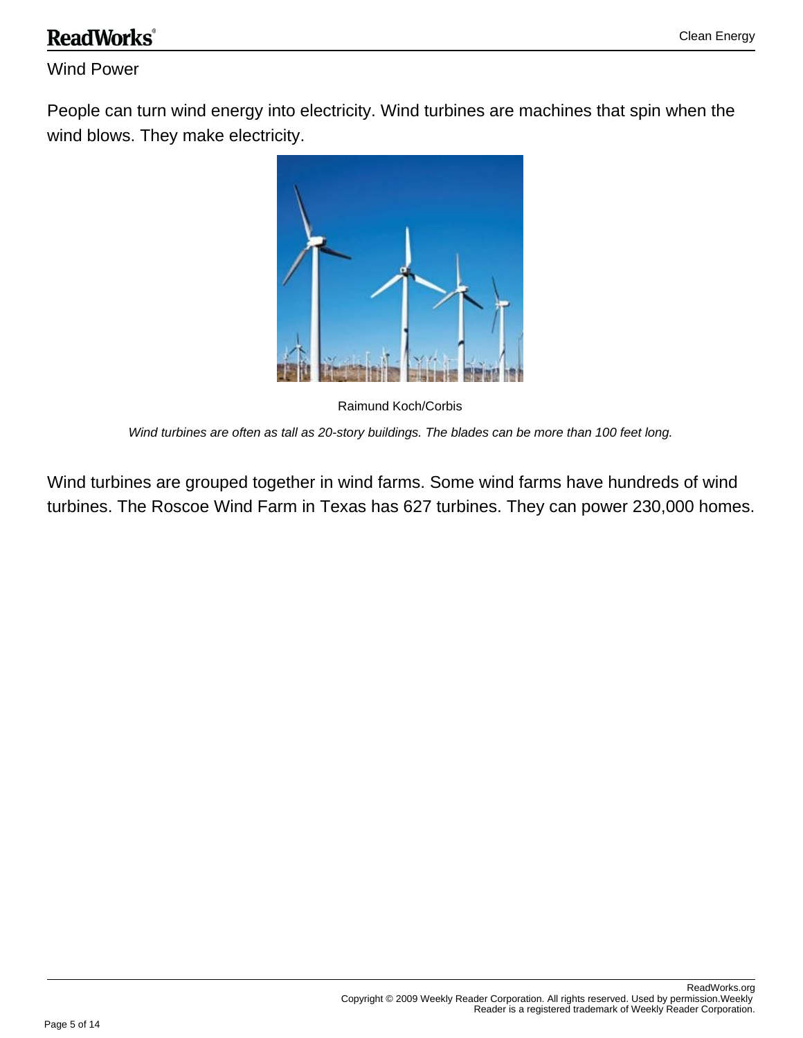## Wind Power

People can turn wind energy into electricity. Wind turbines are machines that spin when the wind blows. They make electricity.

Raimund Koch/Corbis

*Wind turbines are often as tall as 20-story buildings. The blades can be more than 100 feet long.*

Wind turbines are grouped together in wind farms. Some wind farms have hundreds of wind turbines. The Roscoe Wind Farm in Texas has 627 turbines. They can power 230,000 homes.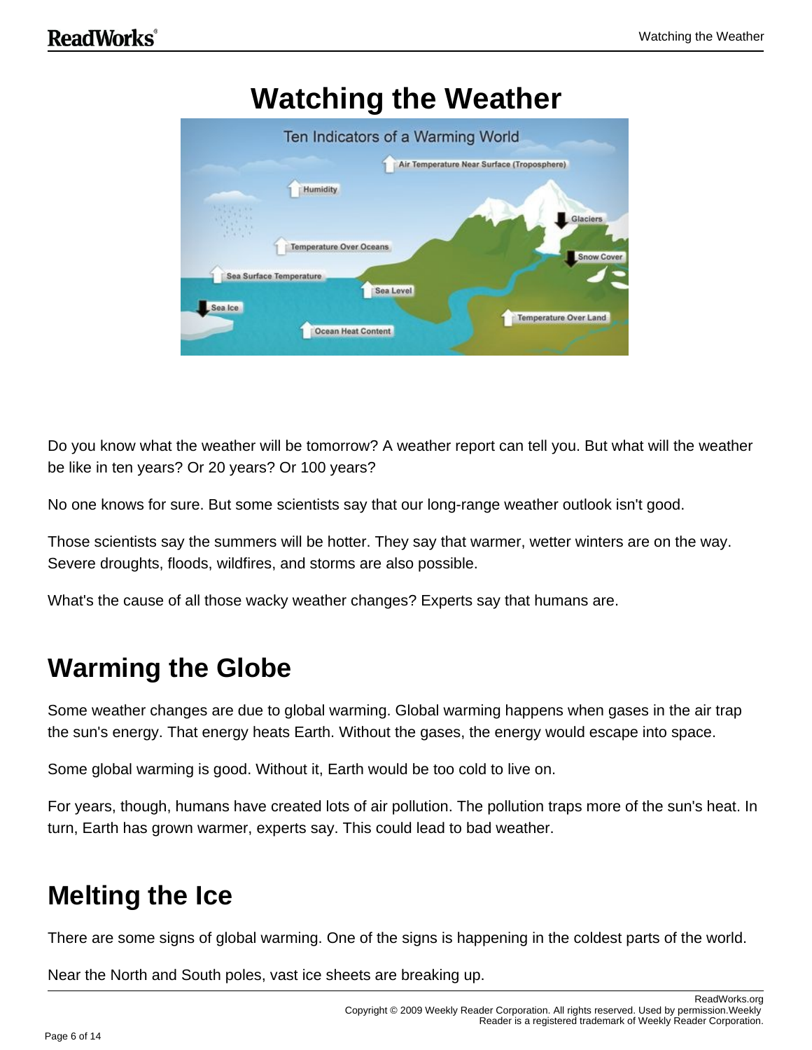# Watching the Weather

Do you know what the weather will be tomorrow? A weather report can tell you. But what will the weather be like in ten years? Or 20 years? Or 100 years?

No one knows for sure. But some scientists say that our long-range weather outlook isn't good.

Those scientists say the summers will be hotter. They say that warmer, wetter winters are on the way. Severe droughts, floods, wildfires, and storms are also possible.

What's the cause of all those wacky weather changes? Experts say that humans are.

## Warming the Globe

Some weather changes are due to global warming. Global warming happens when gases in the air trap the sun's energy. That energy heats Earth. Without the gases, the energy would escape into space.

Some global warming is good. Without it, Earth would be too cold to live on.

For years, though, humans have created lots of air pollution. The pollution traps more of the sun's heat. In turn, Earth has grown warmer, experts say. This could lead to bad weather.

## Melting the Ice

There are some signs of global warming. One of the signs is happening in the coldest parts of the world.

Near the North and South poles, vast ice sheets are breaking up.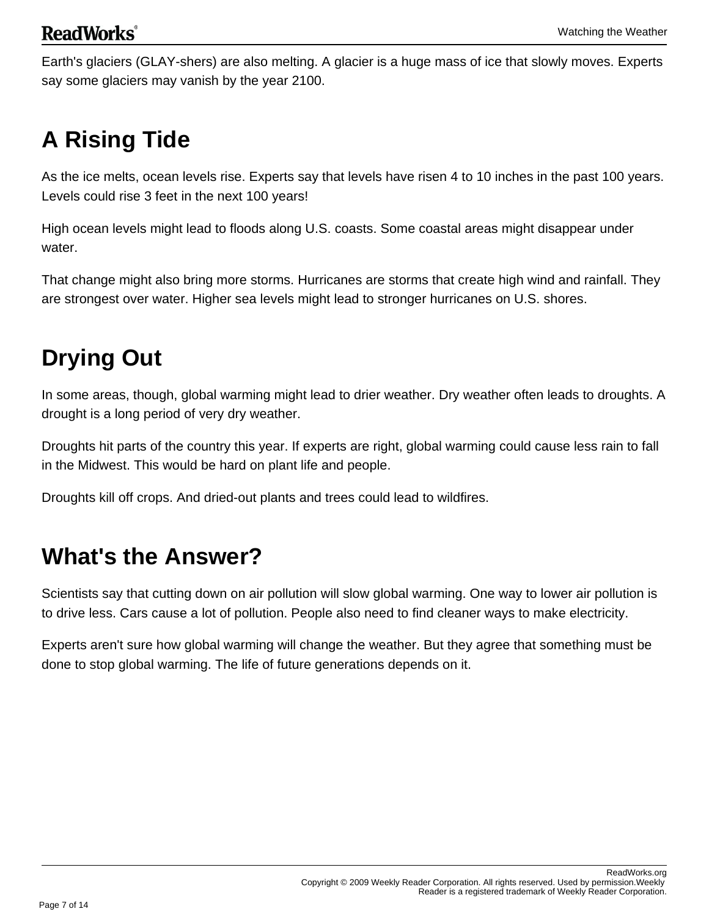Earth's glaciers (GLAY-shers) are also melting. A glacier is a huge mass of ice that slowly moves. Experts say some glaciers may vanish by the year 2100.

## A Rising Tide

As the ice melts, ocean levels rise. Experts say that levels have risen 4 to 10 inches in the past 100 years. Levels could rise 3 feet in the next 100 years!

High ocean levels might lead to floods along U.S. coasts. Some coastal areas might disappear under water.

That change might also bring more storms. Hurricanes are storms that create high wind and rainfall. They are strongest over water. Higher sea levels might lead to stronger hurricanes on U.S. shores.

## Drying Out

In some areas, though, global warming might lead to drier weather. Dry weather often leads to droughts. A drought is a long period of very dry weather.

Droughts hit parts of the country this year. If experts are right, global warming could cause less rain to fall in the Midwest. This would be hard on plant life and people.

Droughts kill off crops. And dried-out plants and trees could lead to wildfires.

## What's the Answer?

Scientists say that cutting down on air pollution will slow global warming. One way to lower air pollution is to drive less. Cars cause a lot of pollution. People also need to find cleaner ways to make electricity.

Experts aren't sure how global warming will change the weather. But they agree that something must be done to stop global warming. The life of future generations depends on it.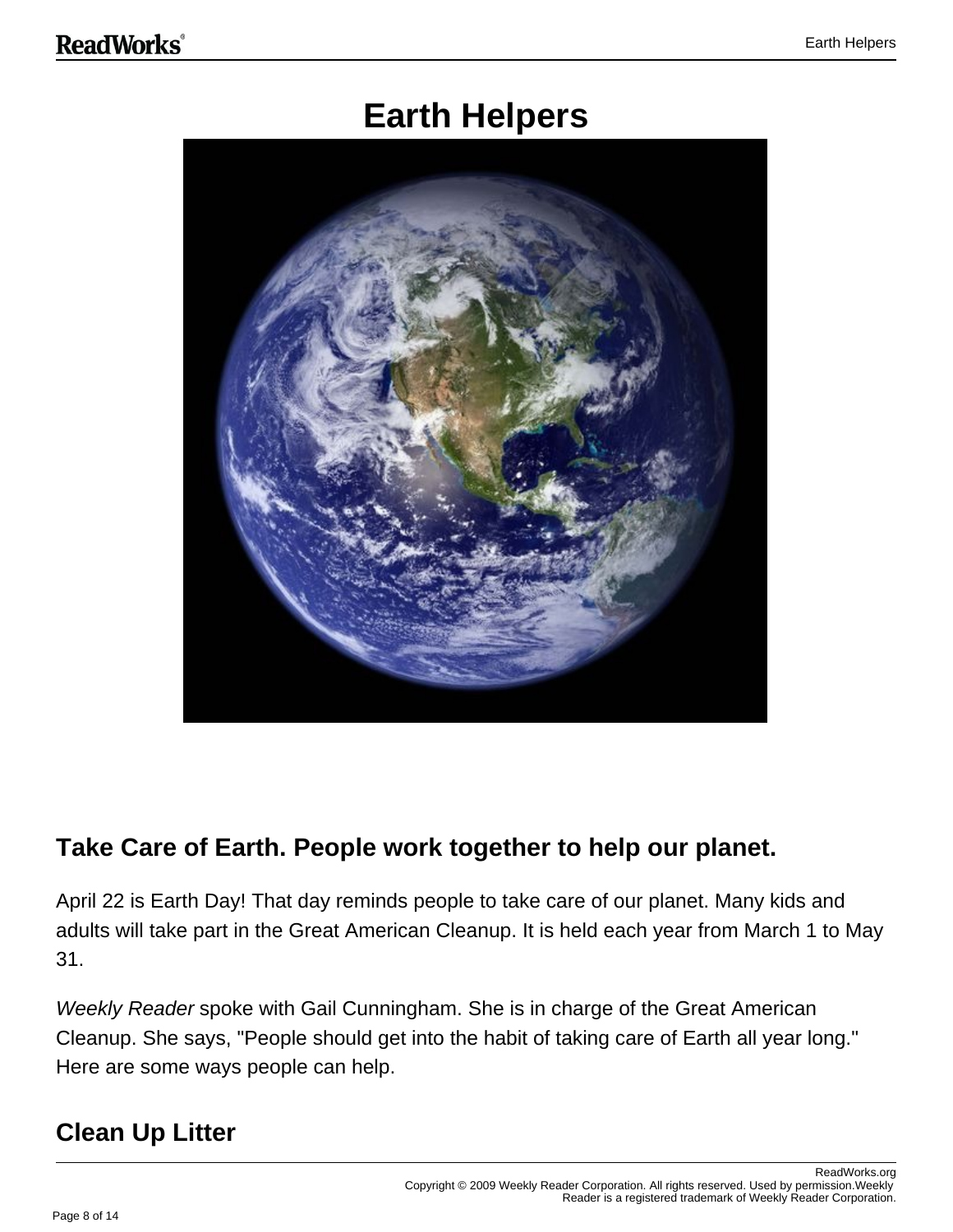# Earth Helpers

## Take Care of Earth. People work together to help our planet.

April 22 is Earth Day! That day reminds people to take care of our planet. Many kids and adults will take part in the Great American Cleanup. It is held each year from March 1 to May 31.

*Weekly Reader* spoke with Gail Cunningham. She is in charge of the Great American Cleanup. She says, "People should get into the habit of taking care of Earth all year long." Here are some ways people can help.

## Clean Up Litter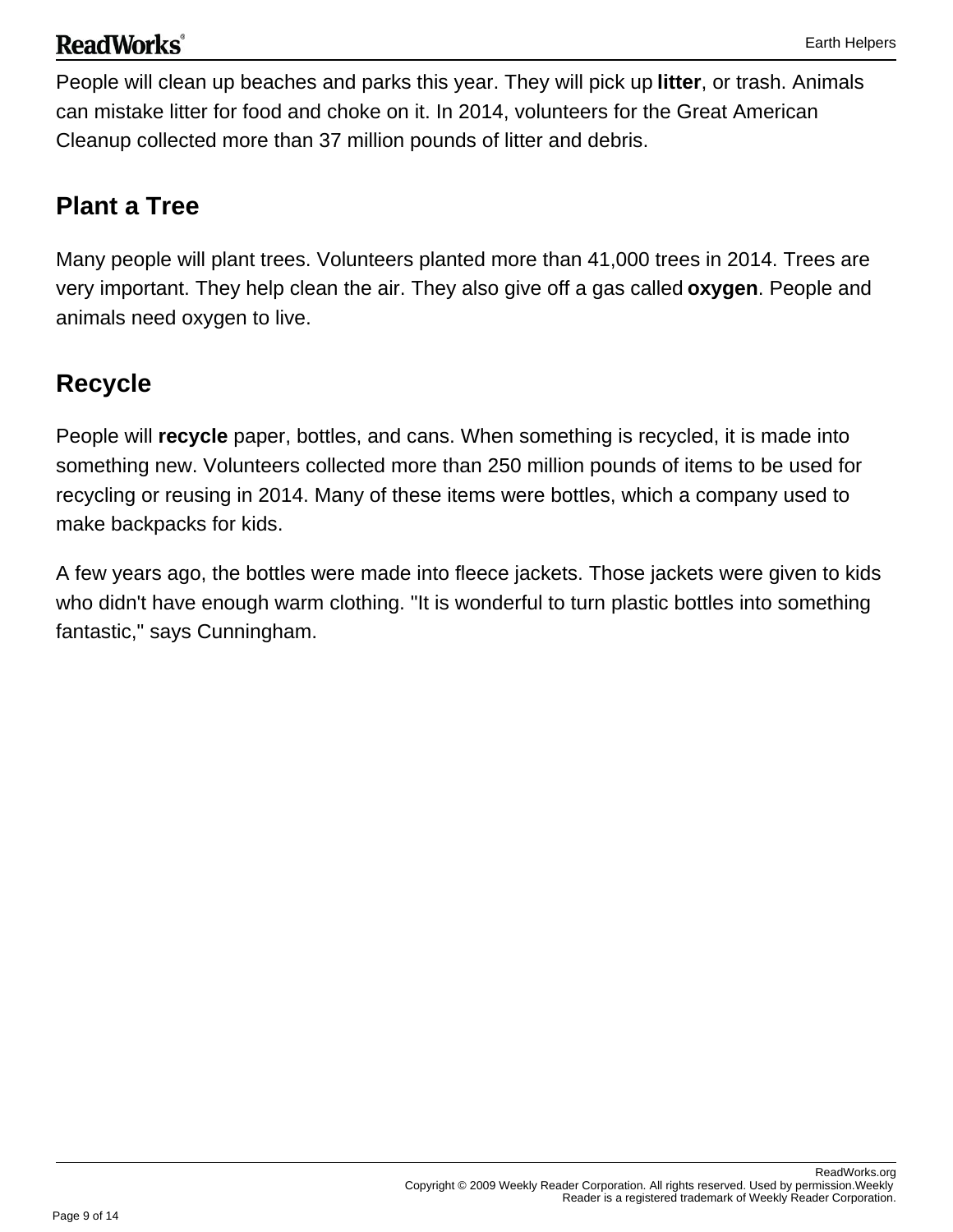People will clean up beaches and parks this year. They will pick up **litter**, or trash. Animals can mistake litter for food and choke on it. In 2014, volunteers for the Great American Cleanup collected more than 37 million pounds of litter and debris.

## Plant a Tree

Many people will plant trees. Volunteers planted more than 41,000 trees in 2014. Trees are very important. They help clean the air. They also give off a gas called **oxygen**. People and animals need oxygen to live.

## Recycle

People will **recycle** paper, bottles, and cans. When something is recycled, it is made into something new. Volunteers collected more than 250 million pounds of items to be used for recycling or reusing in 2014. Many of these items were bottles, which a company used to make backpacks for kids.

A few years ago, the bottles were made into fleece jackets. Those jackets were given to kids who didn't have enough warm clothing. "It is wonderful to turn plastic bottles into something fantastic," says Cunningham.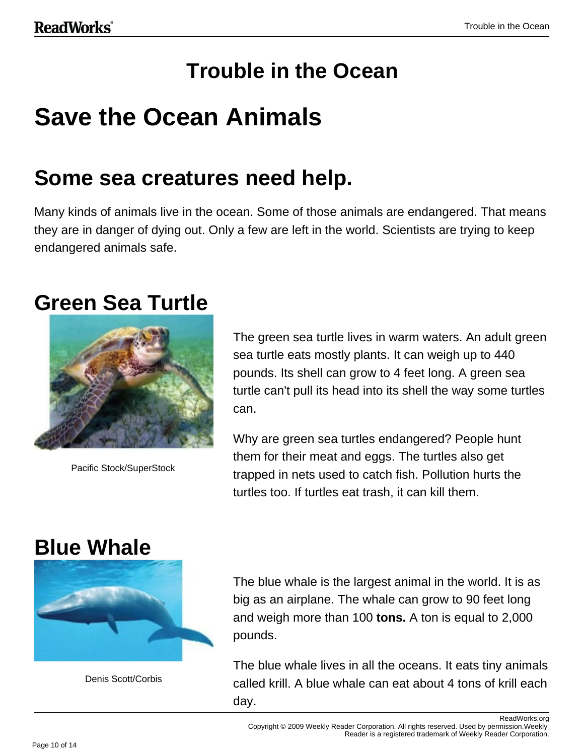# Trouble in the Ocean

# Save the Ocean Animals

## Some sea creatures need help.

Many kinds of animals live in the ocean. Some of those animals are endangered. That means they are in danger of dying out. Only a few are left in the world. Scientists are trying to keep endangered animals safe.

## Green Sea Turtle

Pacific Stock/SuperStock

The green sea turtle lives in warm waters. An adult green sea turtle eats mostly plants. It can weigh up to 440 pounds. Its shell can grow to 4 feet long. A green sea turtle can't pull its head into its shell the way some turtles can.

Why are green sea turtles endangered? People hunt them for their meat and eggs. The turtles also get trapped in nets used to catch fish. Pollution hurts the turtles too. If turtles eat trash, it can kill them.

## Blue Whale

Denis Scott/Corbis

The blue whale is the largest animal in the world. It is as big as an airplane. The whale can grow to 90 feet long and weigh more than 100 **tons.** A ton is equal to 2,000 pounds.

The blue whale lives in all the oceans. It eats tiny animals called krill. A blue whale can eat about 4 tons of krill each day.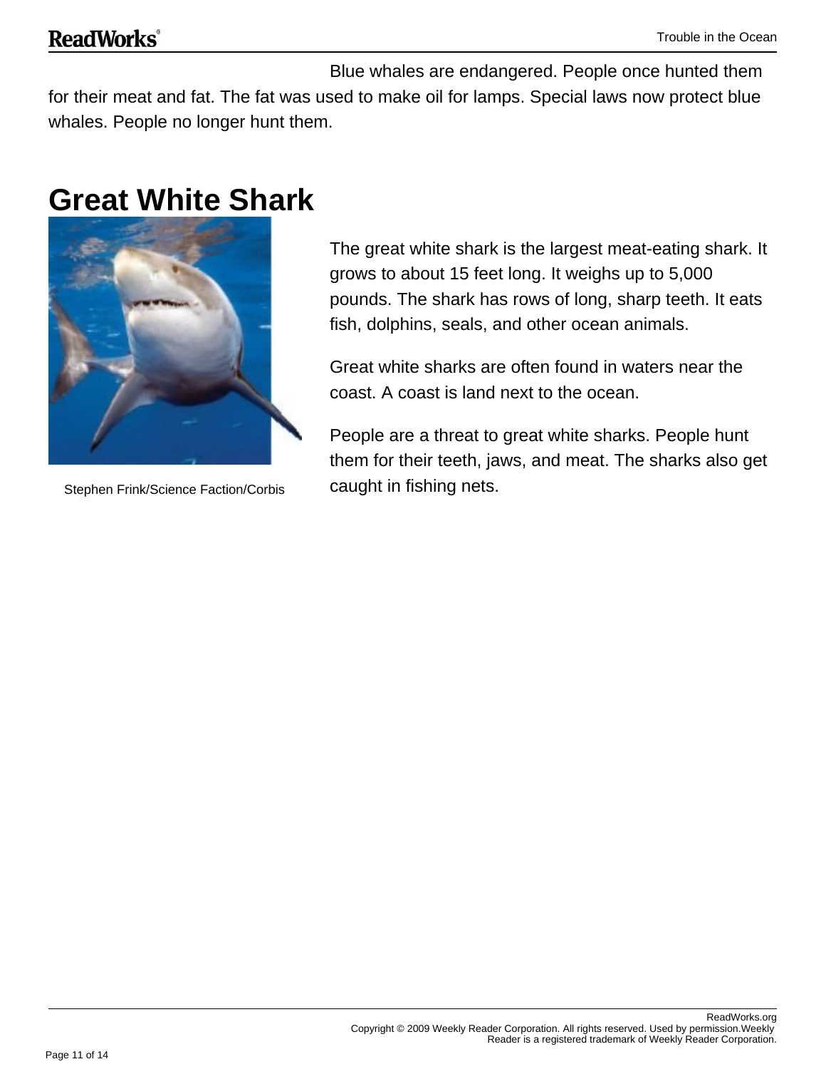Blue whales are endangered. People once hunted them for their meat and fat. The fat was used to make oil for lamps. Special laws now protect blue whales. People no longer hunt them.

## Great White Shark

Stephen Frink/Science Faction/Corbis

The great white shark is the largest meat-eating shark. It grows to about 15 feet long. It weighs up to 5,000 pounds. The shark has rows of long, sharp teeth. It eats fish, dolphins, seals, and other ocean animals.

Great white sharks are often found in waters near the coast. A coast is land next to the ocean.

People are a threat to great white sharks. People hunt them for their teeth, jaws, and meat. The sharks also get caught in fishing nets.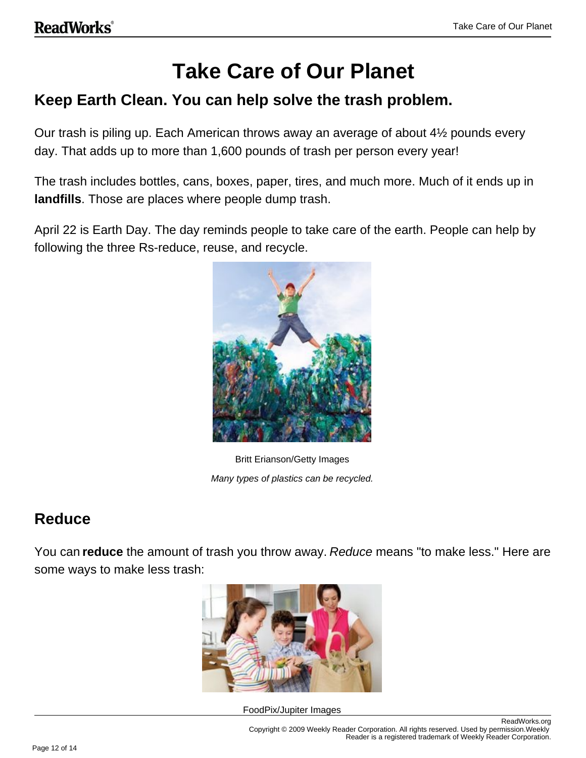# Take Care of Our Planet

## Keep Earth Clean. You can help solve the trash problem.

Our trash is piling up. Each American throws away an average of about 4½ pounds every day. That adds up to more than 1,600 pounds of trash per person every year!

The trash includes bottles, cans, boxes, paper, tires, and much more. Much of it ends up in **landfills**. Those are places where people dump trash.

April 22 is Earth Day. The day reminds people to take care of the earth. People can help by following the three Rs-reduce, reuse, and recycle.

Britt Erianson/Getty Images

*Many types of plastics can be recycled.*

## Reduce

You can **reduce** the amount of trash you throw away. *Reduce* means "to make less." Here are some ways to make less trash:

FoodPix/Jupiter Images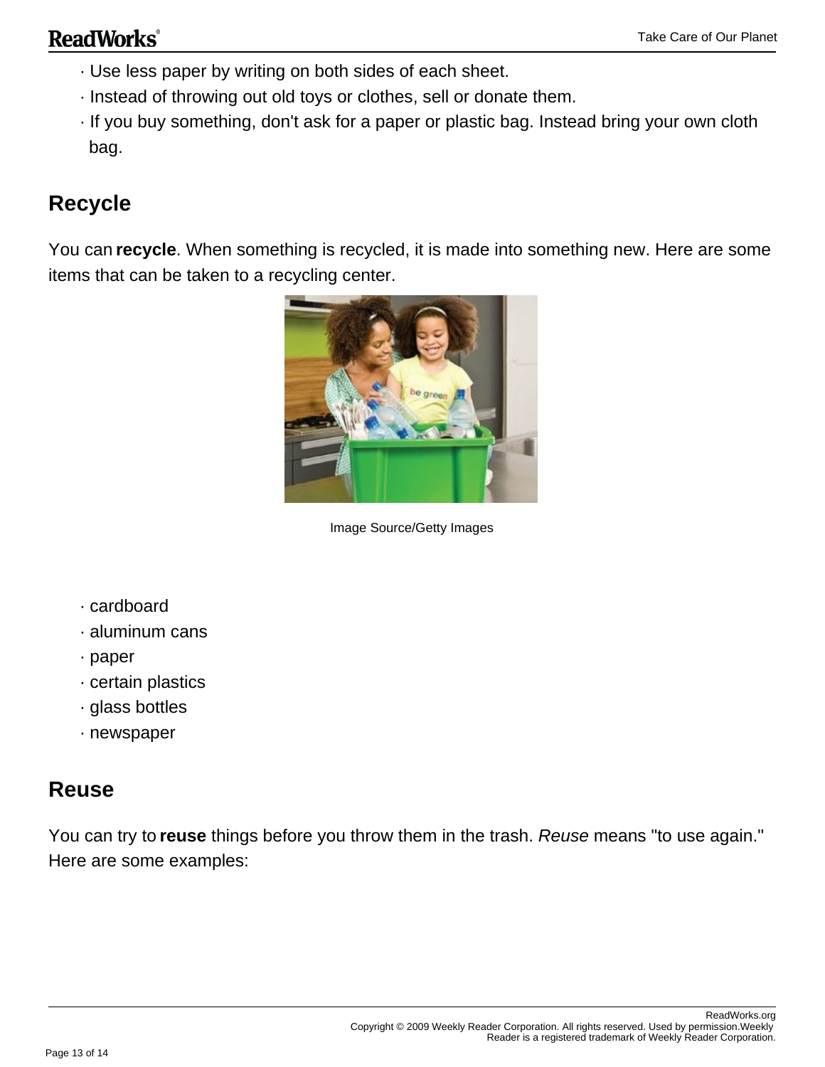- Use less paper by writing on both sides of each sheet.
- Instead of throwing out old toys or clothes, sell or donate them.
- If you buy something, don't ask for a paper or plastic bag. Instead bring your own cloth bag.

## Recycle

You can **recycle**. When something is recycled, it is made into something new. Here are some items that can be taken to a recycling center.

Image Source/Getty Images

- cardboard
- aluminum cans
- paper
- certain plastics
- glass bottles
- newspaper

## Reuse

You can try to **reuse** things before you throw them in the trash. *Reuse* means "to use again." Here are some examples: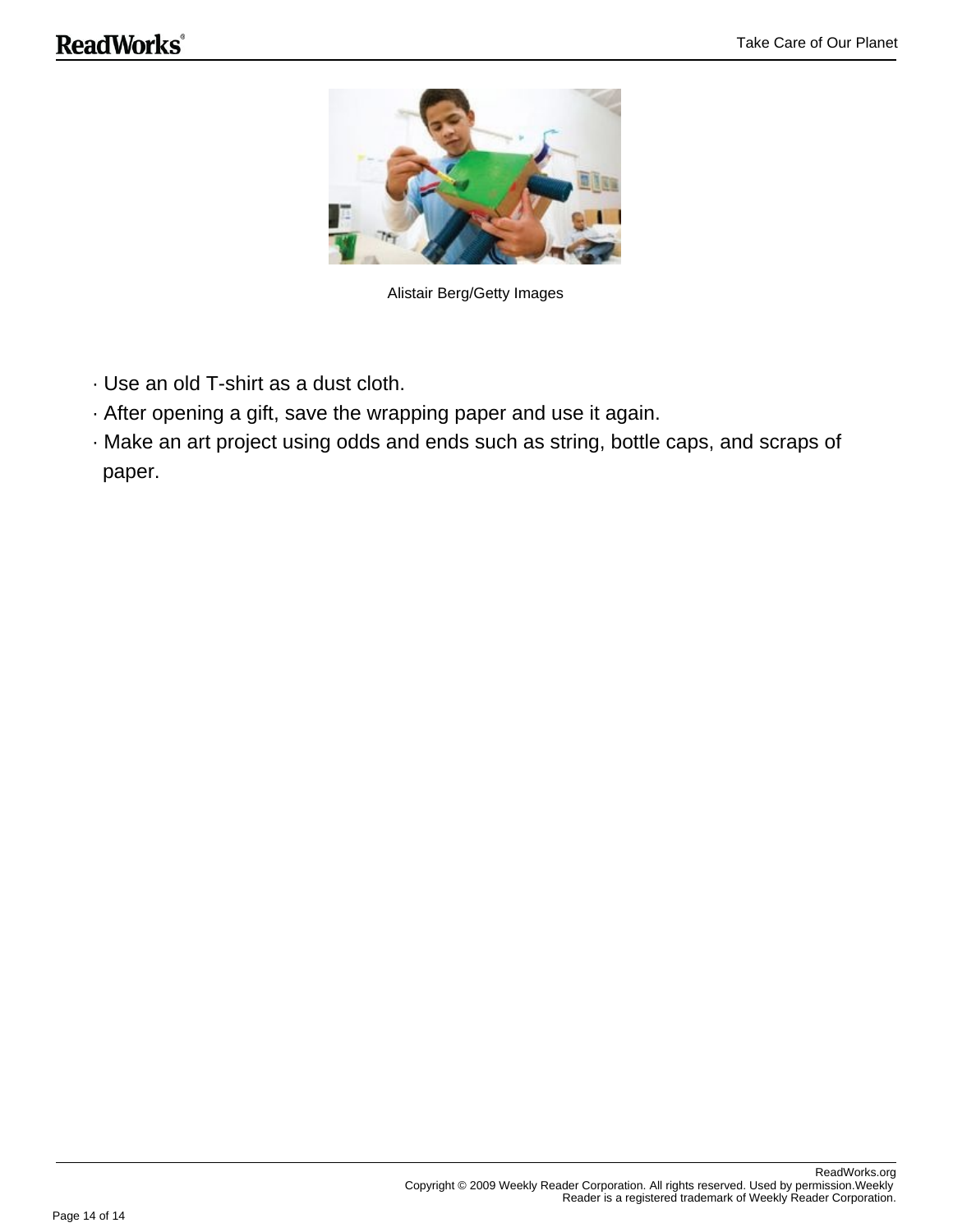Alistair Berg/Getty Images

- Use an old T-shirt as a dust cloth.
- After opening a gift, save the wrapping paper and use it again.
- Make an art project using odds and ends such as string, bottle caps, and scraps of paper.